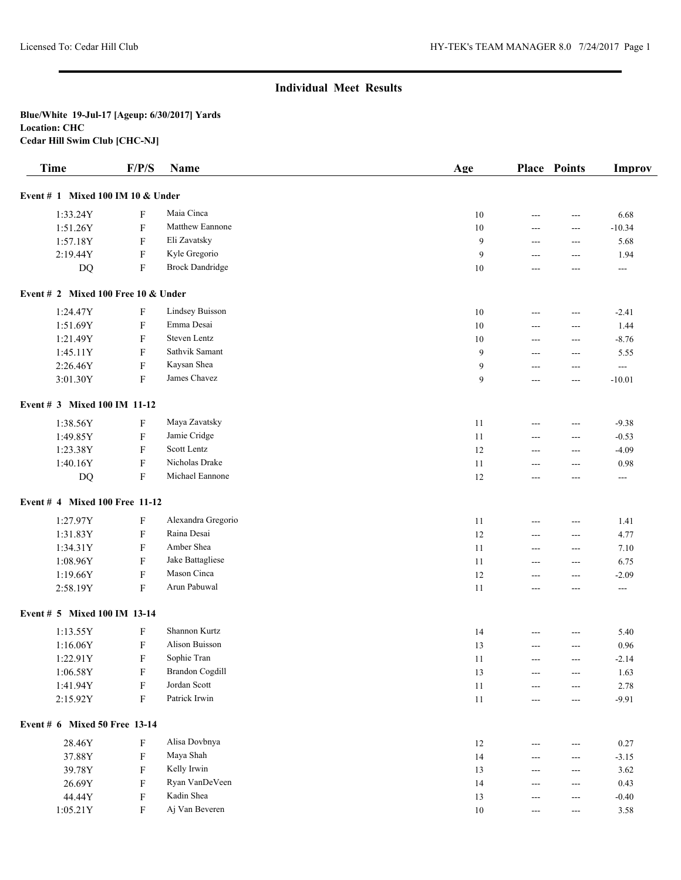## Individual Meet Results

**Blue/White 19-Jul-17 [Ageup: 6/30/2017] Yards**
**Location: CHC**
**Cedar Hill Swim Club [CHC-NJ]**

| Time | F/P/S | Name | Age | Place | Points | Improv |
|---|---|---|---|---|---|---|
| **Event # 1 Mixed 100 IM 10 & Under** | | | | | | |
| 1:33.24Y | F | Maia Cinca | 10 | --- | --- | 6.68 |
| 1:51.26Y | F | Matthew Eannone | 10 | --- | --- | -10.34 |
| 1:57.18Y | F | Eli Zavatsky | 9 | --- | --- | 5.68 |
| 2:19.44Y | F | Kyle Gregorio | 9 | --- | --- | 1.94 |
| DQ | F | Brock Dandridge | 10 | --- | --- | --- |
| **Event # 2 Mixed 100 Free 10 & Under** | | | | | | |
| 1:24.47Y | F | Lindsey Buisson | 10 | --- | --- | -2.41 |
| 1:51.69Y | F | Emma Desai | 10 | --- | --- | 1.44 |
| 1:21.49Y | F | Steven Lentz | 10 | --- | --- | -8.76 |
| 1:45.11Y | F | Sathvik Samant | 9 | --- | --- | 5.55 |
| 2:26.46Y | F | Kaysan Shea | 9 | --- | --- | --- |
| 3:01.30Y | F | James Chavez | 9 | --- | --- | -10.01 |
| **Event # 3 Mixed 100 IM 11-12** | | | | | | |
| 1:38.56Y | F | Maya Zavatsky | 11 | --- | --- | -9.38 |
| 1:49.85Y | F | Jamie Cridge | 11 | --- | --- | -0.53 |
| 1:23.38Y | F | Scott Lentz | 12 | --- | --- | -4.09 |
| 1:40.16Y | F | Nicholas Drake | 11 | --- | --- | 0.98 |
| DQ | F | Michael Eannone | 12 | --- | --- | --- |
| **Event # 4 Mixed 100 Free 11-12** | | | | | | |
| 1:27.97Y | F | Alexandra Gregorio | 11 | --- | --- | 1.41 |
| 1:31.83Y | F | Raina Desai | 12 | --- | --- | 4.77 |
| 1:34.31Y | F | Amber Shea | 11 | --- | --- | 7.10 |
| 1:08.96Y | F | Jake Battagliese | 11 | --- | --- | 6.75 |
| 1:19.66Y | F | Mason Cinca | 12 | --- | --- | -2.09 |
| 2:58.19Y | F | Arun Pabuwal | 11 | --- | --- | --- |
| **Event # 5 Mixed 100 IM 13-14** | | | | | | |
| 1:13.55Y | F | Shannon Kurtz | 14 | --- | --- | 5.40 |
| 1:16.06Y | F | Alison Buisson | 13 | --- | --- | 0.96 |
| 1:22.91Y | F | Sophie Tran | 11 | --- | --- | -2.14 |
| 1:06.58Y | F | Brandon Cogdill | 13 | --- | --- | 1.63 |
| 1:41.94Y | F | Jordan Scott | 11 | --- | --- | 2.78 |
| 2:15.92Y | F | Patrick Irwin | 11 | --- | --- | -9.91 |
| **Event # 6 Mixed 50 Free 13-14** | | | | | | |
| 28.46Y | F | Alisa Dovbnya | 12 | --- | --- | 0.27 |
| 37.88Y | F | Maya Shah | 14 | --- | --- | -3.15 |
| 39.78Y | F | Kelly Irwin | 13 | --- | --- | 3.62 |
| 26.69Y | F | Ryan VanDeVeen | 14 | --- | --- | 0.43 |
| 44.44Y | F | Kadin Shea | 13 | --- | --- | -0.40 |
| 1:05.21Y | F | Aj Van Beveren | 10 | --- | --- | 3.58 |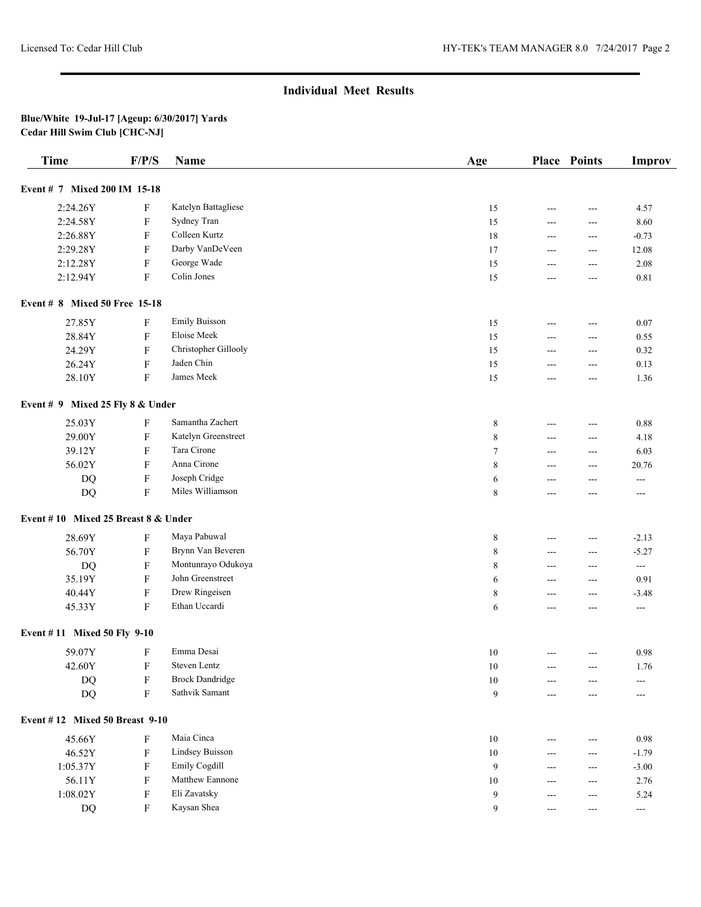## Individual Meet Results

**Blue/White 19-Jul-17 [Ageup: 6/30/2017] Yards**
**Cedar Hill Swim Club [CHC-NJ]**

| Time | F/P/S | Name | Age | Place | Points | Improv |
|---|---|---|---|---|---|---|
| **Event # 7 Mixed 200 IM 15-18** | | | | | | |
| 2:24.26Y | F | Katelyn Battagliese | 15 | --- | --- | 4.57 |
| 2:24.58Y | F | Sydney Tran | 15 | --- | --- | 8.60 |
| 2:26.88Y | F | Colleen Kurtz | 18 | --- | --- | -0.73 |
| 2:29.28Y | F | Darby VanDeVeen | 17 | --- | --- | 12.08 |
| 2:12.28Y | F | George Wade | 15 | --- | --- | 2.08 |
| 2:12.94Y | F | Colin Jones | 15 | --- | --- | 0.81 |
| **Event # 8 Mixed 50 Free 15-18** | | | | | | |
| 27.85Y | F | Emily Buisson | 15 | --- | --- | 0.07 |
| 28.84Y | F | Eloise Meek | 15 | --- | --- | 0.55 |
| 24.29Y | F | Christopher Gillooly | 15 | --- | --- | 0.32 |
| 26.24Y | F | Jaden Chin | 15 | --- | --- | 0.13 |
| 28.10Y | F | James Meek | 15 | --- | --- | 1.36 |
| **Event # 9 Mixed 25 Fly 8 & Under** | | | | | | |
| 25.03Y | F | Samantha Zachert | 8 | --- | --- | 0.88 |
| 29.00Y | F | Katelyn Greenstreet | 8 | --- | --- | 4.18 |
| 39.12Y | F | Tara Cirone | 7 | --- | --- | 6.03 |
| 56.02Y | F | Anna Cirone | 8 | --- | --- | 20.76 |
| DQ | F | Joseph Cridge | 6 | --- | --- | --- |
| DQ | F | Miles Williamson | 8 | --- | --- | --- |
| **Event # 10 Mixed 25 Breast 8 & Under** | | | | | | |
| 28.69Y | F | Maya Pabuwal | 8 | --- | --- | -2.13 |
| 56.70Y | F | Brynn Van Beveren | 8 | --- | --- | -5.27 |
| DQ | F | Montunrayo Odukoya | 8 | --- | --- | --- |
| 35.19Y | F | John Greenstreet | 6 | --- | --- | 0.91 |
| 40.44Y | F | Drew Ringeisen | 8 | --- | --- | -3.48 |
| 45.33Y | F | Ethan Uccardi | 6 | --- | --- | --- |
| **Event # 11 Mixed 50 Fly 9-10** | | | | | | |
| 59.07Y | F | Emma Desai | 10 | --- | --- | 0.98 |
| 42.60Y | F | Steven Lentz | 10 | --- | --- | 1.76 |
| DQ | F | Brock Dandridge | 10 | --- | --- | --- |
| DQ | F | Sathvik Samant | 9 | --- | --- | --- |
| **Event # 12 Mixed 50 Breast 9-10** | | | | | | |
| 45.66Y | F | Maia Cinca | 10 | --- | --- | 0.98 |
| 46.52Y | F | Lindsey Buisson | 10 | --- | --- | -1.79 |
| 1:05.37Y | F | Emily Cogdill | 9 | --- | --- | -3.00 |
| 56.11Y | F | Matthew Eannone | 10 | --- | --- | 2.76 |
| 1:08.02Y | F | Eli Zavatsky | 9 | --- | --- | 5.24 |
| DQ | F | Kaysan Shea | 9 | --- | --- | --- |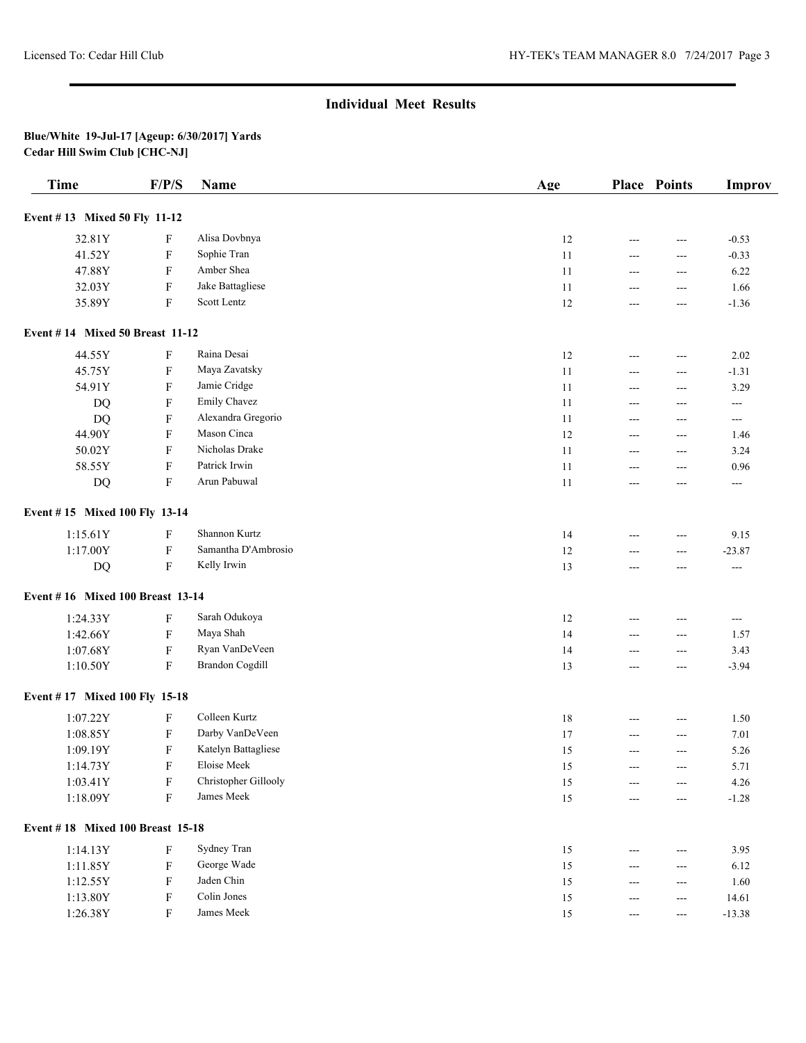## Individual Meet Results

**Blue/White 19-Jul-17 [Ageup: 6/30/2017] Yards**
**Cedar Hill Swim Club [CHC-NJ]**

| Time | F/P/S | Name | Age | Place | Points | Improv |
|---|---|---|---|---|---|---|
| **Event # 13 Mixed 50 Fly 11-12** | | | | | | |
| 32.81Y | F | Alisa Dovbnya | 12 | --- | --- | -0.53 |
| 41.52Y | F | Sophie Tran | 11 | --- | --- | -0.33 |
| 47.88Y | F | Amber Shea | 11 | --- | --- | 6.22 |
| 32.03Y | F | Jake Battagliese | 11 | --- | --- | 1.66 |
| 35.89Y | F | Scott Lentz | 12 | --- | --- | -1.36 |
| **Event # 14 Mixed 50 Breast 11-12** | | | | | | |
| 44.55Y | F | Raina Desai | 12 | --- | --- | 2.02 |
| 45.75Y | F | Maya Zavatsky | 11 | --- | --- | -1.31 |
| 54.91Y | F | Jamie Cridge | 11 | --- | --- | 3.29 |
| DQ | F | Emily Chavez | 11 | --- | --- | --- |
| DQ | F | Alexandra Gregorio | 11 | --- | --- | --- |
| 44.90Y | F | Mason Cinca | 12 | --- | --- | 1.46 |
| 50.02Y | F | Nicholas Drake | 11 | --- | --- | 3.24 |
| 58.55Y | F | Patrick Irwin | 11 | --- | --- | 0.96 |
| DQ | F | Arun Pabuwal | 11 | --- | --- | --- |
| **Event # 15 Mixed 100 Fly 13-14** | | | | | | |
| 1:15.61Y | F | Shannon Kurtz | 14 | --- | --- | 9.15 |
| 1:17.00Y | F | Samantha D'Ambrosio | 12 | --- | --- | -23.87 |
| DQ | F | Kelly Irwin | 13 | --- | --- | --- |
| **Event # 16 Mixed 100 Breast 13-14** | | | | | | |
| 1:24.33Y | F | Sarah Odukoya | 12 | --- | --- | --- |
| 1:42.66Y | F | Maya Shah | 14 | --- | --- | 1.57 |
| 1:07.68Y | F | Ryan VanDeVeen | 14 | --- | --- | 3.43 |
| 1:10.50Y | F | Brandon Cogdill | 13 | --- | --- | -3.94 |
| **Event # 17 Mixed 100 Fly 15-18** | | | | | | |
| 1:07.22Y | F | Colleen Kurtz | 18 | --- | --- | 1.50 |
| 1:08.85Y | F | Darby VanDeVeen | 17 | --- | --- | 7.01 |
| 1:09.19Y | F | Katelyn Battagliese | 15 | --- | --- | 5.26 |
| 1:14.73Y | F | Eloise Meek | 15 | --- | --- | 5.71 |
| 1:03.41Y | F | Christopher Gillooly | 15 | --- | --- | 4.26 |
| 1:18.09Y | F | James Meek | 15 | --- | --- | -1.28 |
| **Event # 18 Mixed 100 Breast 15-18** | | | | | | |
| 1:14.13Y | F | Sydney Tran | 15 | --- | --- | 3.95 |
| 1:11.85Y | F | George Wade | 15 | --- | --- | 6.12 |
| 1:12.55Y | F | Jaden Chin | 15 | --- | --- | 1.60 |
| 1:13.80Y | F | Colin Jones | 15 | --- | --- | 14.61 |
| 1:26.38Y | F | James Meek | 15 | --- | --- | -13.38 |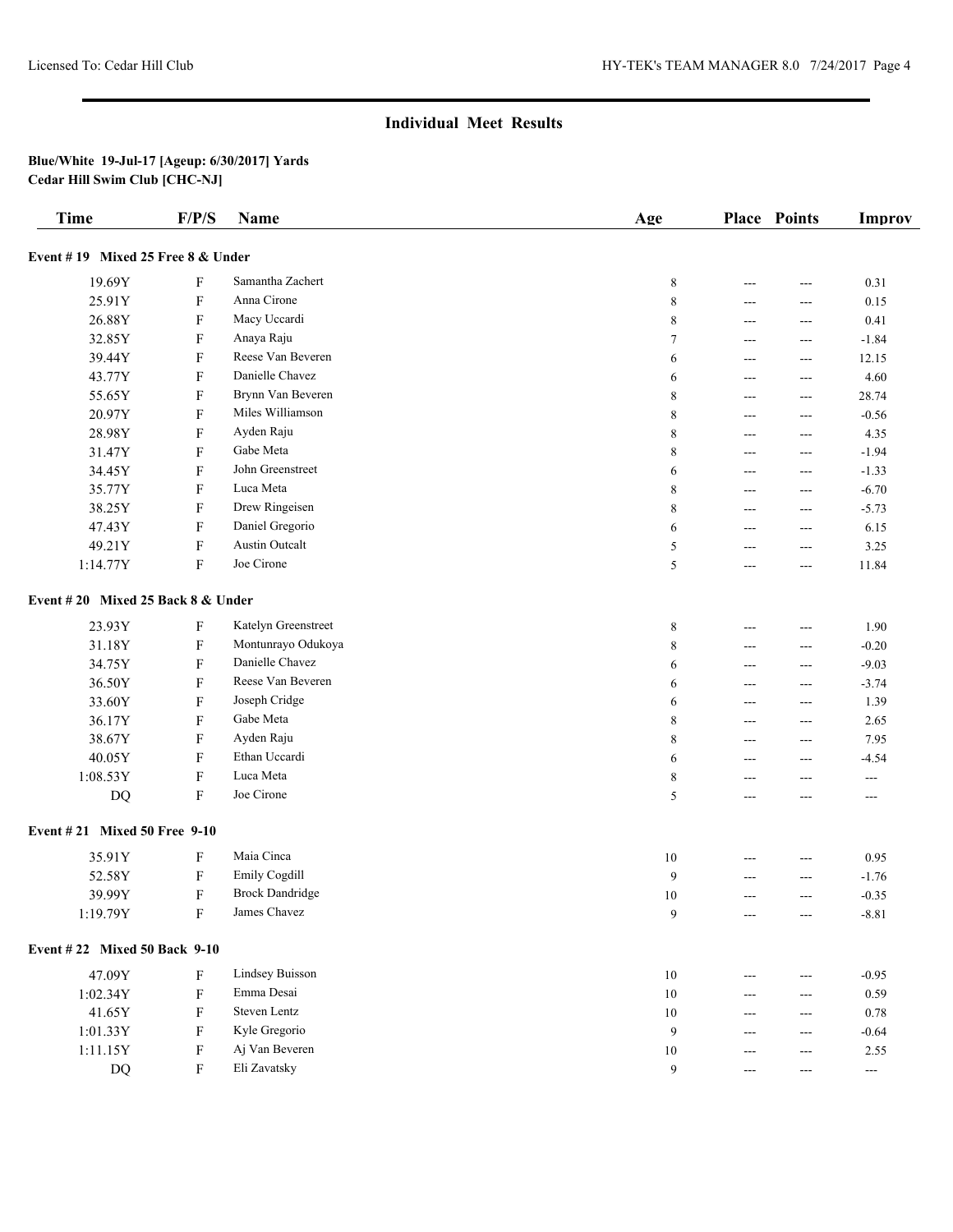## Individual Meet Results

**Blue/White 19-Jul-17 [Ageup: 6/30/2017] Yards**
**Cedar Hill Swim Club [CHC-NJ]**

| Time | F/P/S | Name | Age | Place | Points | Improv |
|---|---|---|---|---|---|---|
| **Event # 19 Mixed 25 Free 8 & Under** | | | | | | |
| 19.69Y | F | Samantha Zachert | 8 | --- | --- | 0.31 |
| 25.91Y | F | Anna Cirone | 8 | --- | --- | 0.15 |
| 26.88Y | F | Macy Uccardi | 8 | --- | --- | 0.41 |
| 32.85Y | F | Anaya Raju | 7 | --- | --- | -1.84 |
| 39.44Y | F | Reese Van Beveren | 6 | --- | --- | 12.15 |
| 43.77Y | F | Danielle Chavez | 6 | --- | --- | 4.60 |
| 55.65Y | F | Brynn Van Beveren | 8 | --- | --- | 28.74 |
| 20.97Y | F | Miles Williamson | 8 | --- | --- | -0.56 |
| 28.98Y | F | Ayden Raju | 8 | --- | --- | 4.35 |
| 31.47Y | F | Gabe Meta | 8 | --- | --- | -1.94 |
| 34.45Y | F | John Greenstreet | 6 | --- | --- | -1.33 |
| 35.77Y | F | Luca Meta | 8 | --- | --- | -6.70 |
| 38.25Y | F | Drew Ringeisen | 8 | --- | --- | -5.73 |
| 47.43Y | F | Daniel Gregorio | 6 | --- | --- | 6.15 |
| 49.21Y | F | Austin Outcalt | 5 | --- | --- | 3.25 |
| 1:14.77Y | F | Joe Cirone | 5 | --- | --- | 11.84 |
| **Event # 20 Mixed 25 Back 8 & Under** | | | | | | |
| 23.93Y | F | Katelyn Greenstreet | 8 | --- | --- | 1.90 |
| 31.18Y | F | Montunrayo Odukoya | 8 | --- | --- | -0.20 |
| 34.75Y | F | Danielle Chavez | 6 | --- | --- | -9.03 |
| 36.50Y | F | Reese Van Beveren | 6 | --- | --- | -3.74 |
| 33.60Y | F | Joseph Cridge | 6 | --- | --- | 1.39 |
| 36.17Y | F | Gabe Meta | 8 | --- | --- | 2.65 |
| 38.67Y | F | Ayden Raju | 8 | --- | --- | 7.95 |
| 40.05Y | F | Ethan Uccardi | 6 | --- | --- | -4.54 |
| 1:08.53Y | F | Luca Meta | 8 | --- | --- | --- |
| DQ | F | Joe Cirone | 5 | --- | --- | --- |
| **Event # 21 Mixed 50 Free 9-10** | | | | | | |
| 35.91Y | F | Maia Cinca | 10 | --- | --- | 0.95 |
| 52.58Y | F | Emily Cogdill | 9 | --- | --- | -1.76 |
| 39.99Y | F | Brock Dandridge | 10 | --- | --- | -0.35 |
| 1:19.79Y | F | James Chavez | 9 | --- | --- | -8.81 |
| **Event # 22 Mixed 50 Back 9-10** | | | | | | |
| 47.09Y | F | Lindsey Buisson | 10 | --- | --- | -0.95 |
| 1:02.34Y | F | Emma Desai | 10 | --- | --- | 0.59 |
| 41.65Y | F | Steven Lentz | 10 | --- | --- | 0.78 |
| 1:01.33Y | F | Kyle Gregorio | 9 | --- | --- | -0.64 |
| 1:11.15Y | F | Aj Van Beveren | 10 | --- | --- | 2.55 |
| DQ | F | Eli Zavatsky | 9 | --- | --- | --- |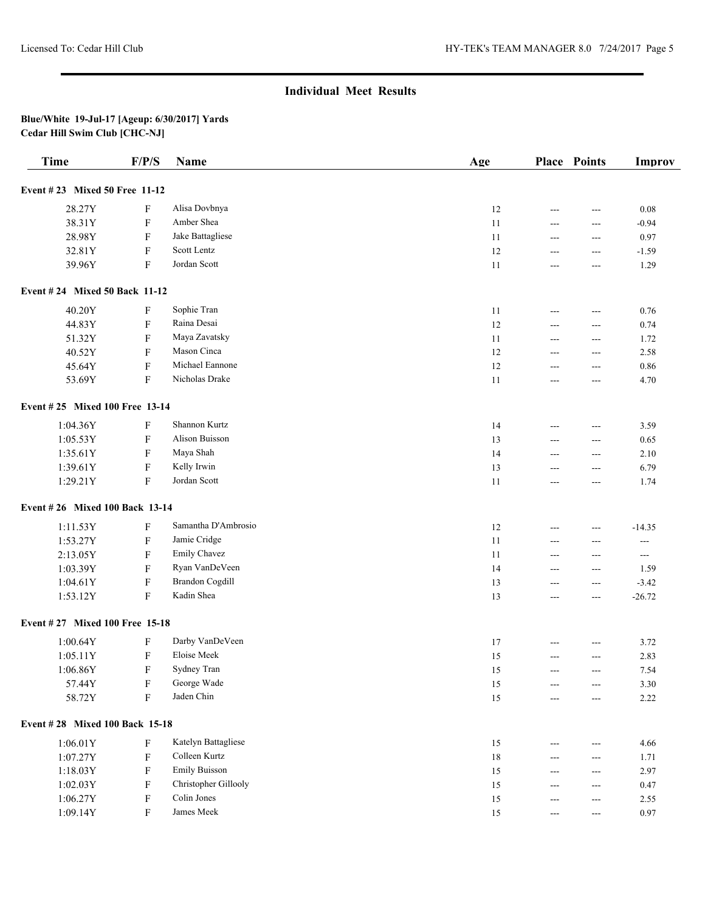## Individual Meet Results

**Blue/White 19-Jul-17 [Ageup: 6/30/2017] Yards**
**Cedar Hill Swim Club [CHC-NJ]**

| Time | F/P/S | Name | Age | Place | Points | Improv |
|---|---|---|---|---|---|---|
| **Event # 23 Mixed 50 Free 11-12** | | | | | | |
| 28.27Y | F | Alisa Dovbnya | 12 | --- | --- | 0.08 |
| 38.31Y | F | Amber Shea | 11 | --- | --- | -0.94 |
| 28.98Y | F | Jake Battagliese | 11 | --- | --- | 0.97 |
| 32.81Y | F | Scott Lentz | 12 | --- | --- | -1.59 |
| 39.96Y | F | Jordan Scott | 11 | --- | --- | 1.29 |
| **Event # 24 Mixed 50 Back 11-12** | | | | | | |
| 40.20Y | F | Sophie Tran | 11 | --- | --- | 0.76 |
| 44.83Y | F | Raina Desai | 12 | --- | --- | 0.74 |
| 51.32Y | F | Maya Zavatsky | 11 | --- | --- | 1.72 |
| 40.52Y | F | Mason Cinca | 12 | --- | --- | 2.58 |
| 45.64Y | F | Michael Eannone | 12 | --- | --- | 0.86 |
| 53.69Y | F | Nicholas Drake | 11 | --- | --- | 4.70 |
| **Event # 25 Mixed 100 Free 13-14** | | | | | | |
| 1:04.36Y | F | Shannon Kurtz | 14 | --- | --- | 3.59 |
| 1:05.53Y | F | Alison Buisson | 13 | --- | --- | 0.65 |
| 1:35.61Y | F | Maya Shah | 14 | --- | --- | 2.10 |
| 1:39.61Y | F | Kelly Irwin | 13 | --- | --- | 6.79 |
| 1:29.21Y | F | Jordan Scott | 11 | --- | --- | 1.74 |
| **Event # 26 Mixed 100 Back 13-14** | | | | | | |
| 1:11.53Y | F | Samantha D'Ambrosio | 12 | --- | --- | -14.35 |
| 1:53.27Y | F | Jamie Cridge | 11 | --- | --- | --- |
| 2:13.05Y | F | Emily Chavez | 11 | --- | --- | --- |
| 1:03.39Y | F | Ryan VanDeVeen | 14 | --- | --- | 1.59 |
| 1:04.61Y | F | Brandon Cogdill | 13 | --- | --- | -3.42 |
| 1:53.12Y | F | Kadin Shea | 13 | --- | --- | -26.72 |
| **Event # 27 Mixed 100 Free 15-18** | | | | | | |
| 1:00.64Y | F | Darby VanDeVeen | 17 | --- | --- | 3.72 |
| 1:05.11Y | F | Eloise Meek | 15 | --- | --- | 2.83 |
| 1:06.86Y | F | Sydney Tran | 15 | --- | --- | 7.54 |
| 57.44Y | F | George Wade | 15 | --- | --- | 3.30 |
| 58.72Y | F | Jaden Chin | 15 | --- | --- | 2.22 |
| **Event # 28 Mixed 100 Back 15-18** | | | | | | |
| 1:06.01Y | F | Katelyn Battagliese | 15 | --- | --- | 4.66 |
| 1:07.27Y | F | Colleen Kurtz | 18 | --- | --- | 1.71 |
| 1:18.03Y | F | Emily Buisson | 15 | --- | --- | 2.97 |
| 1:02.03Y | F | Christopher Gillooly | 15 | --- | --- | 0.47 |
| 1:06.27Y | F | Colin Jones | 15 | --- | --- | 2.55 |
| 1:09.14Y | F | James Meek | 15 | --- | --- | 0.97 |